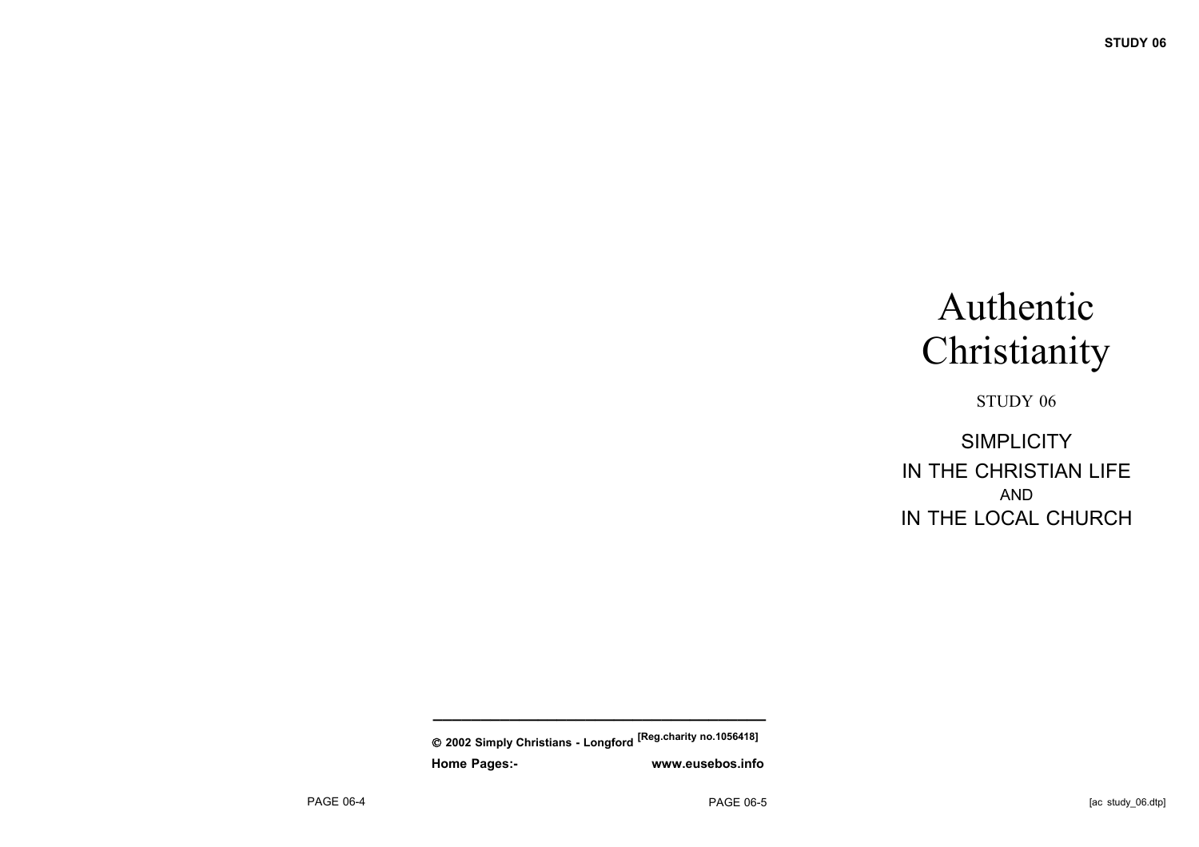# Authentic Christianity

STUDY 06

## SIMPLICITY IN THE CHRISTIAN LIFE AND IN THE LOCAL CHURCH

© 2002 Simply Christians - Longford [Reg.charity no.1056418]

**Home Pages:-** **www.eusebos.info**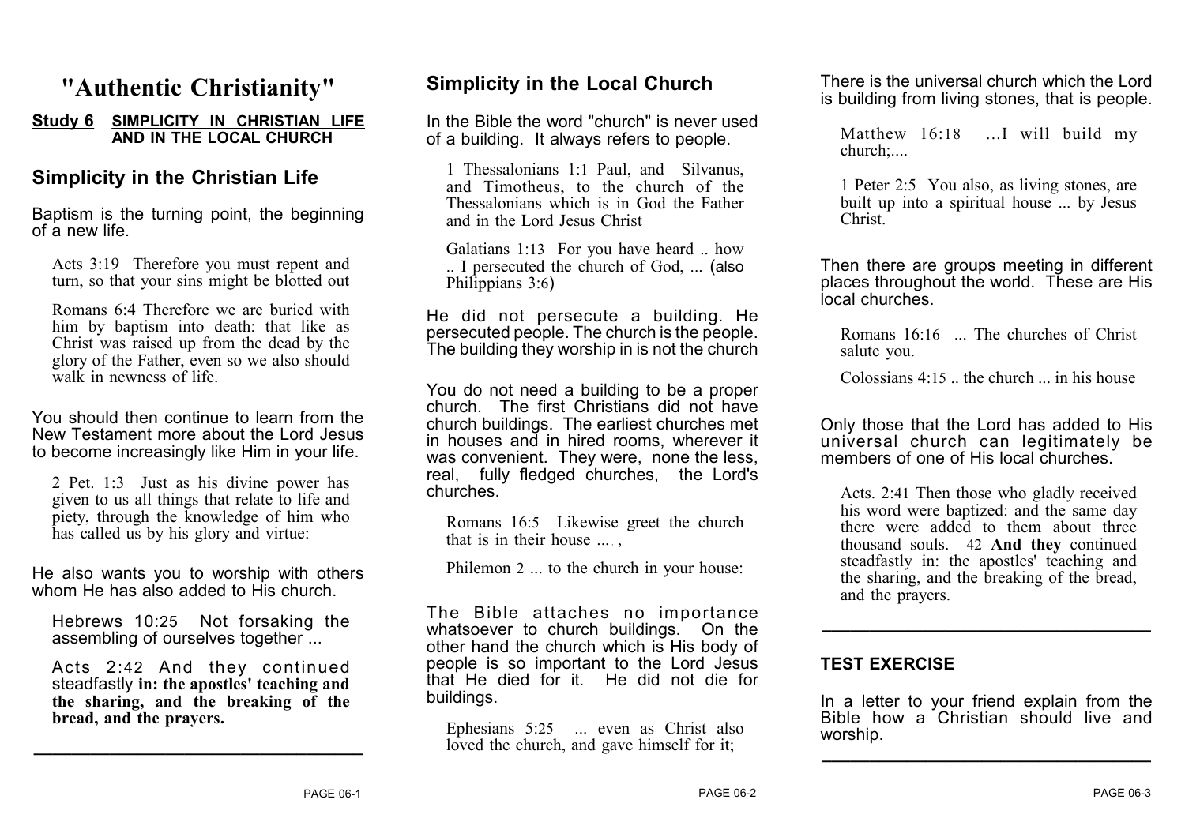# "Authentic Christianity"

**Study 6 SIMPLICITY IN CHRISTIAN LIFE AND IN THE LOCAL CHURCH**

## Simplicity in the Christian Life

Baptism is the turning point, the beginning of a new life.

> Acts 3:19 Therefore you must repent and turn, so that your sins might be blotted out

> Romans 6:4 Therefore we are buried with him by baptism into death: that like as Christ was raised up from the dead by the glory of the Father, even so we also should walk in newness of life.

You should then continue to learn from the New Testament more about the Lord Jesus to become increasingly like Him in your life.

> 2 Pet. 1:3 Just as his divine power has given to us all things that relate to life and piety, through the knowledge of him who has called us by his glory and virtue:

He also wants you to worship with others whom He has also added to His church.

> Hebrews 10:25 Not forsaking the assembling of ourselves together ...

> Acts 2:42 And they continued steadfastly **in: the apostles' teaching and the sharing, and the breaking of the bread, and the prayers.**

---

## Simplicity in the Local Church

In the Bible the word "church" is never used of a building. It always refers to people.

> 1 Thessalonians 1:1 Paul, and Silvanus, and Timotheus, to the church of the Thessalonians which is in God the Father and in the Lord Jesus Christ

> Galatians 1:13 For you have heard .. how .. I persecuted the church of God, ... (also Philippians 3:6)

He did not persecute a building. He persecuted people. The church is the people. The building they worship in is not the church

You do not need a building to be a proper church. The first Christians did not have church buildings. The earliest churches met in houses and in hired rooms, wherever it was convenient. They were, none the less, real, fully fledged churches, the Lord's churches.

> Romans 16:5 Likewise greet the church that is in their house ....,

> Philemon 2 ... to the church in your house:

The Bible attaches no importance whatsoever to church buildings. On the other hand the church which is His body of people is so important to the Lord Jesus that He died for it. He did not die for buildings.

> Ephesians 5:25 ... even as Christ also loved the church, and gave himself for it;

There is the universal church which the Lord is building from living stones, that is people.

> Matthew 16:18 ...I will build my church;....

> 1 Peter 2:5 You also, as living stones, are built up into a spiritual house ... by Jesus Christ.

Then there are groups meeting in different places throughout the world. These are His local churches.

> Romans 16:16 ... The churches of Christ salute you.

> Colossians 4:15 .. the church ... in his house

Only those that the Lord has added to His universal church can legitimately be members of one of His local churches.

> Acts. 2:41 Then those who gladly received his word were baptized: and the same day there were added to them about three thousand souls. 42 **And they** continued steadfastly in: the apostles' teaching and the sharing, and the breaking of the bread, and the prayers.

---

### TEST EXERCISE

In a letter to your friend explain from the Bible how a Christian should live and worship.

---